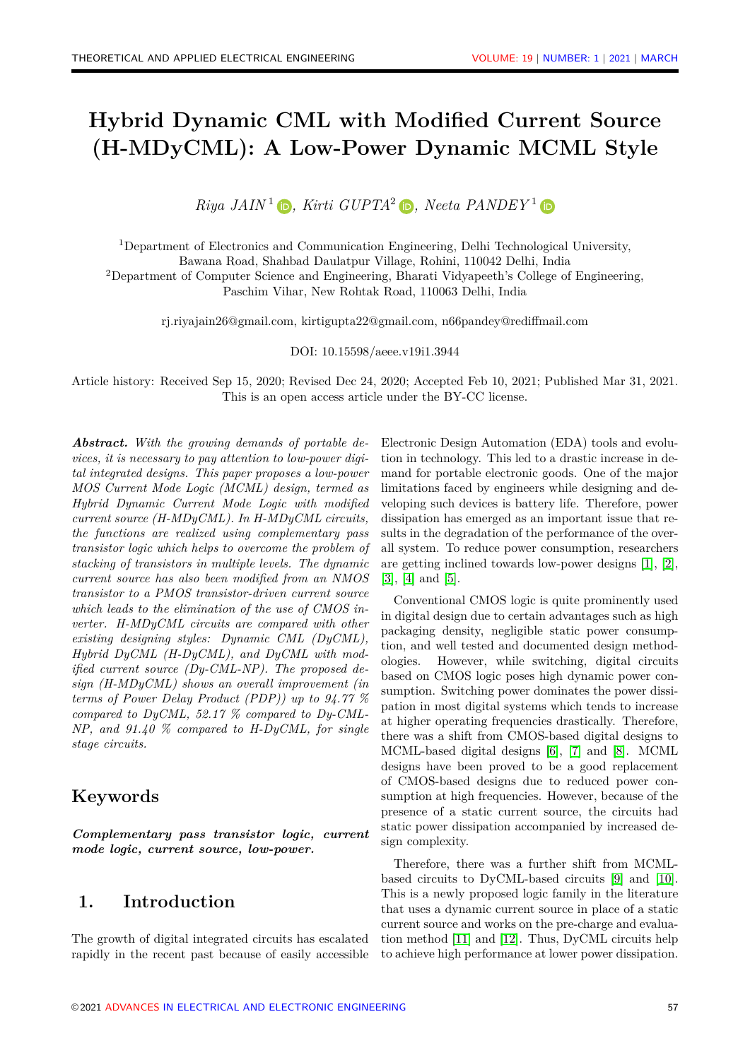# Hybrid Dynamic CML with Modified Current Source (H-MDyCML): A Low-Power Dynamic MCML Style

*Riya JAIN*[1], *Kirti GUPTA*[2], *Neeta PANDEY*[1]

[1]Department of Electronics and Communication Engineering, Delhi Technological University, Bawana Road, Shahbad Daulatpur Village, Rohini, 110042 Delhi, India
[2]Department of Computer Science and Engineering, Bharati Vidyapeeth's College of Engineering, Paschim Vihar, New Rohtak Road, 110063 Delhi, India

rj.riyajain26@gmail.com, kirtigupta22@gmail.com, n66pandey@rediffmail.com

DOI: 10.15598/aeee.v19i1.3944

Article history: Received Sep 15, 2020; Revised Dec 24, 2020; Accepted Feb 10, 2021; Published Mar 31, 2021. This is an open access article under the BY-CC license.

***Abstract.*** *With the growing demands of portable devices, it is necessary to pay attention to low-power digital integrated designs. This paper proposes a low-power MOS Current Mode Logic (MCML) design, termed as Hybrid Dynamic Current Mode Logic with modified current source (H-MDyCML). In H-MDyCML circuits, the functions are realized using complementary pass transistor logic which helps to overcome the problem of stacking of transistors in multiple levels. The dynamic current source has also been modified from an NMOS transistor to a PMOS transistor-driven current source which leads to the elimination of the use of CMOS inverter. H-MDyCML circuits are compared with other existing designing styles: Dynamic CML (DyCML), Hybrid DyCML (H-DyCML), and DyCML with modified current source (Dy-CML-NP). The proposed design (H-MDyCML) shows an overall improvement (in terms of Power Delay Product (PDP)) up to 94.77 % compared to DyCML, 52.17 % compared to Dy-CML-NP, and 91.40 % compared to H-DyCML, for single stage circuits.*

## Keywords

***Complementary pass transistor logic, current mode logic, current source, low-power.***

## 1. Introduction

The growth of digital integrated circuits has escalated rapidly in the recent past because of easily accessible Electronic Design Automation (EDA) tools and evolution in technology. This led to a drastic increase in demand for portable electronic goods. One of the major limitations faced by engineers while designing and developing such devices is battery life. Therefore, power dissipation has emerged as an important issue that results in the degradation of the performance of the overall system. To reduce power consumption, researchers are getting inclined towards low-power designs [1], [2], [3], [4] and [5].

Conventional CMOS logic is quite prominently used in digital design due to certain advantages such as high packaging density, negligible static power consumption, and well tested and documented design methodologies. However, while switching, digital circuits based on CMOS logic poses high dynamic power consumption. Switching power dominates the power dissipation in most digital systems which tends to increase at higher operating frequencies drastically. Therefore, there was a shift from CMOS-based digital designs to MCML-based digital designs [6], [7] and [8]. MCML designs have been proved to be a good replacement of CMOS-based designs due to reduced power consumption at high frequencies. However, because of the presence of a static current source, the circuits had static power dissipation accompanied by increased design complexity.

Therefore, there was a further shift from MCML-based circuits to DyCML-based circuits [9] and [10]. This is a newly proposed logic family in the literature that uses a dynamic current source in place of a static current source and works on the pre-charge and evaluation method [11] and [12]. Thus, DyCML circuits help to achieve high performance at lower power dissipation.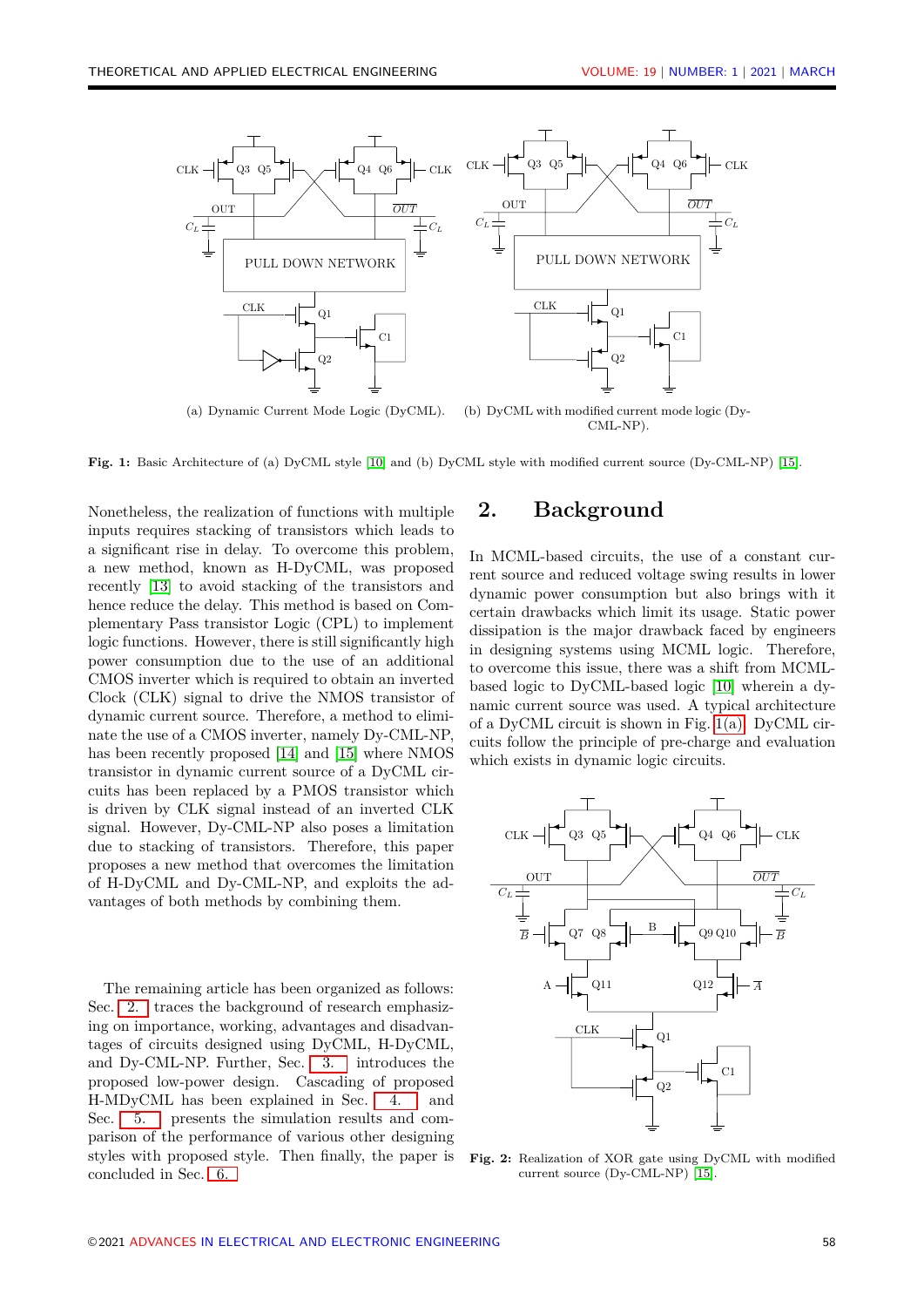(a) Dynamic Current Mode Logic (DyCML).

(b) DyCML with modified current mode logic (Dy-CML-NP).

**Fig. 1:** Basic Architecture of (a) DyCML style [10] and (b) DyCML style with modified current source (Dy-CML-NP) [15].

Nonetheless, the realization of functions with multiple inputs requires stacking of transistors which leads to a significant rise in delay. To overcome this problem, a new method, known as H-DyCML, was proposed recently [13] to avoid stacking of the transistors and hence reduce the delay. This method is based on Complementary Pass transistor Logic (CPL) to implement logic functions. However, there is still significantly high power consumption due to the use of an additional CMOS inverter which is required to obtain an inverted Clock (CLK) signal to drive the NMOS transistor of dynamic current source. Therefore, a method to eliminate the use of a CMOS inverter, namely Dy-CML-NP, has been recently proposed [14] and [15] where NMOS transistor in dynamic current source of a DyCML circuits has been replaced by a PMOS transistor which is driven by CLK signal instead of an inverted CLK signal. However, Dy-CML-NP also poses a limitation due to stacking of transistors. Therefore, this paper proposes a new method that overcomes the limitation of H-DyCML and Dy-CML-NP, and exploits the advantages of both methods by combining them.

The remaining article has been organized as follows: Sec. 2. traces the background of research emphasizing on importance, working, advantages and disadvantages of circuits designed using DyCML, H-DyCML, and Dy-CML-NP. Further, Sec. 3. introduces the proposed low-power design. Cascading of proposed H-MDyCML has been explained in Sec. 4. and Sec. 5. presents the simulation results and comparison of the performance of various other designing styles with proposed style. Then finally, the paper is concluded in Sec. 6.

## 2. Background

In MCML-based circuits, the use of a constant current source and reduced voltage swing results in lower dynamic power consumption but also brings with it certain drawbacks which limit its usage. Static power dissipation is the major drawback faced by engineers in designing systems using MCML logic. Therefore, to overcome this issue, there was a shift from MCML-based logic to DyCML-based logic [10] wherein a dynamic current source was used. A typical architecture of a DyCML circuit is shown in Fig. 1(a). DyCML circuits follow the principle of pre-charge and evaluation which exists in dynamic logic circuits.

**Fig. 2:** Realization of XOR gate using DyCML with modified current source (Dy-CML-NP) [15].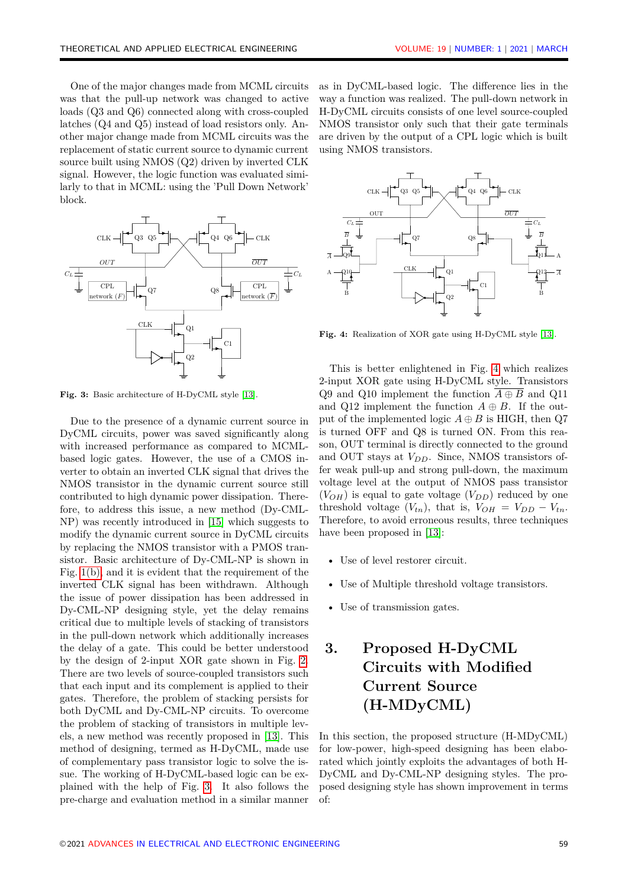One of the major changes made from MCML circuits was that the pull-up network was changed to active loads (Q3 and Q6) connected along with cross-coupled latches (Q4 and Q5) instead of load resistors only. Another major change made from MCML circuits was the replacement of static current source to dynamic current source built using NMOS (Q2) driven by inverted CLK signal. However, the logic function was evaluated similarly to that in MCML: using the 'Pull Down Network' block.

Fig. 3: Basic architecture of H-DyCML style [13].

Due to the presence of a dynamic current source in DyCML circuits, power was saved significantly along with increased performance as compared to MCML-based logic gates. However, the use of a CMOS inverter to obtain an inverted CLK signal that drives the NMOS transistor in the dynamic current source still contributed to high dynamic power dissipation. Therefore, to address this issue, a new method (Dy-CML-NP) was recently introduced in [15] which suggests to modify the dynamic current source in DyCML circuits by replacing the NMOS transistor with a PMOS transistor. Basic architecture of Dy-CML-NP is shown in Fig. 1(b), and it is evident that the requirement of the inverted CLK signal has been withdrawn. Although the issue of power dissipation has been addressed in Dy-CML-NP designing style, yet the delay remains critical due to multiple levels of stacking of transistors in the pull-down network which additionally increases the delay of a gate. This could be better understood by the design of 2-input XOR gate shown in Fig. 2. There are two levels of source-coupled transistors such that each input and its complement is applied to their gates. Therefore, the problem of stacking persists for both DyCML and Dy-CML-NP circuits. To overcome the problem of stacking of transistors in multiple levels, a new method was recently proposed in [13]. This method of designing, termed as H-DyCML, made use of complementary pass transistor logic to solve the issue. The working of H-DyCML-based logic can be explained with the help of Fig. 3. It also follows the pre-charge and evaluation method in a similar manner as in DyCML-based logic. The difference lies in the way a function was realized. The pull-down network in H-DyCML circuits consists of one level source-coupled NMOS transistor only such that their gate terminals are driven by the output of a CPL logic which is built using NMOS transistors.

Fig. 4: Realization of XOR gate using H-DyCML style [13].

This is better enlightened in Fig. 4 which realizes 2-input XOR gate using H-DyCML style. Transistors Q9 and Q10 implement the function $\overline{A \oplus B}$ and Q11 and Q12 implement the function $A \oplus B$. If the output of the implemented logic $A \oplus B$ is HIGH, then Q7 is turned OFF and Q8 is turned ON. From this reason, OUT terminal is directly connected to the ground and OUT stays at $V_{DD}$. Since, NMOS transistors offer weak pull-up and strong pull-down, the maximum voltage level at the output of NMOS pass transistor ($V_{OH}$) is equal to gate voltage ($V_{DD}$) reduced by one threshold voltage ($V_{tn}$), that is, $V_{OH} = V_{DD} - V_{tn}$. Therefore, to avoid erroneous results, three techniques have been proposed in [13]:

- Use of level restorer circuit.
- Use of Multiple threshold voltage transistors.
- Use of transmission gates.

## 3. Proposed H-DyCML Circuits with Modified Current Source (H-MDyCML)

In this section, the proposed structure (H-MDyCML) for low-power, high-speed designing has been elaborated which jointly exploits the advantages of both H-DyCML and Dy-CML-NP designing styles. The proposed designing style has shown improvement in terms of: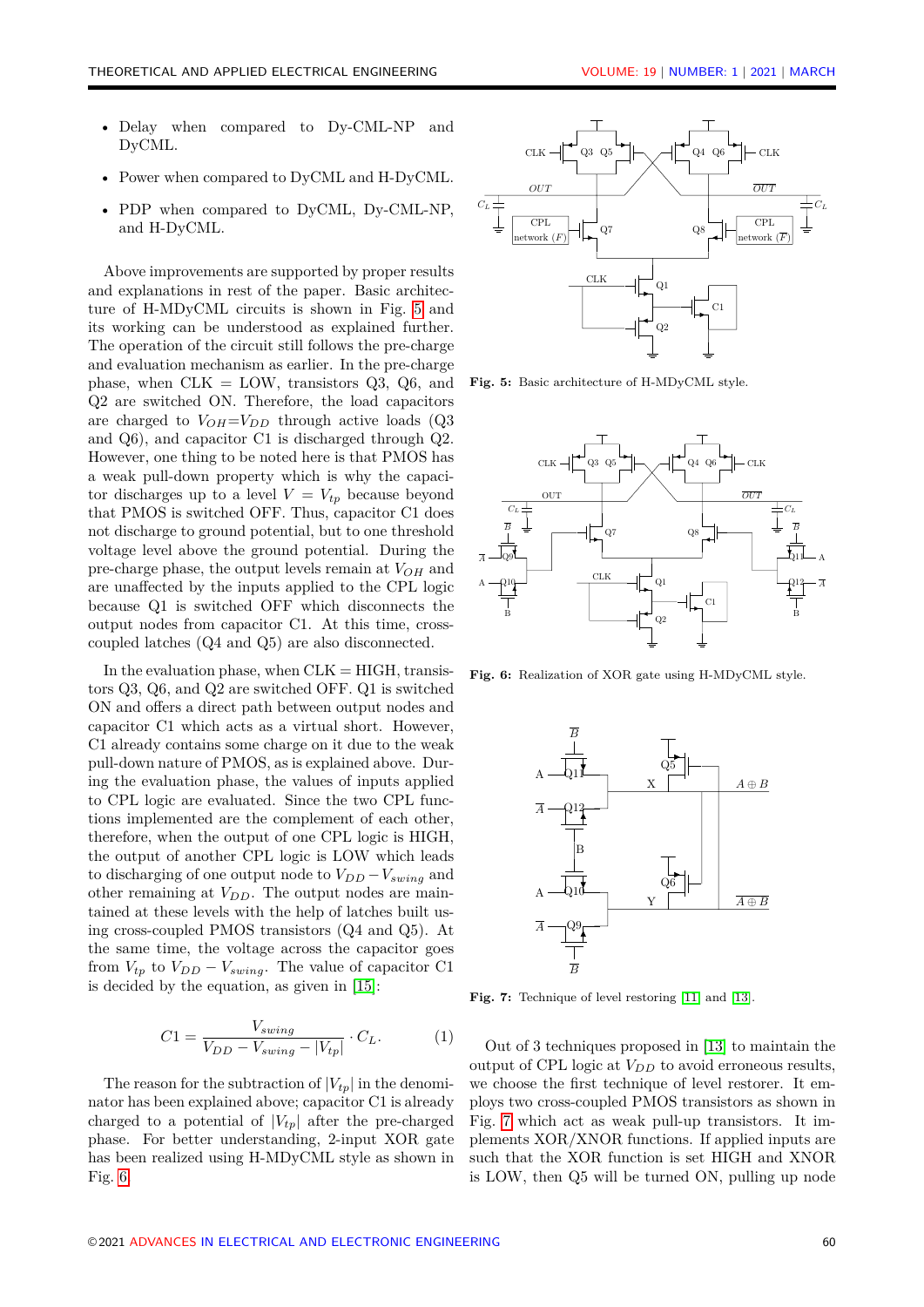- Delay when compared to Dy-CML-NP and DyCML.
- Power when compared to DyCML and H-DyCML.
- PDP when compared to DyCML, Dy-CML-NP, and H-DyCML.

Above improvements are supported by proper results and explanations in rest of the paper. Basic architecture of H-MDyCML circuits is shown in Fig. 5 and its working can be understood as explained further. The operation of the circuit still follows the pre-charge and evaluation mechanism as earlier. In the pre-charge phase, when CLK = LOW, transistors Q3, Q6, and Q2 are switched ON. Therefore, the load capacitors are charged to $V_{OH}$=$V_{DD}$ through active loads (Q3 and Q6), and capacitor C1 is discharged through Q2. However, one thing to be noted here is that PMOS has a weak pull-down property which is why the capacitor discharges up to a level $V = V_{tp}$ because beyond that PMOS is switched OFF. Thus, capacitor C1 does not discharge to ground potential, but to one threshold voltage level above the ground potential. During the pre-charge phase, the output levels remain at $V_{OH}$ and are unaffected by the inputs applied to the CPL logic because Q1 is switched OFF which disconnects the output nodes from capacitor C1. At this time, cross-coupled latches (Q4 and Q5) are also disconnected.

In the evaluation phase, when CLK = HIGH, transistors Q3, Q6, and Q2 are switched OFF. Q1 is switched ON and offers a direct path between output nodes and capacitor C1 which acts as a virtual short. However, C1 already contains some charge on it due to the weak pull-down nature of PMOS, as is explained above. During the evaluation phase, the values of inputs applied to CPL logic are evaluated. Since the two CPL functions implemented are the complement of each other, therefore, when the output of one CPL logic is HIGH, the output of another CPL logic is LOW which leads to discharging of one output node to $V_{DD} - V_{swing}$ and other remaining at $V_{DD}$. The output nodes are maintained at these levels with the help of latches built using cross-coupled PMOS transistors (Q4 and Q5). At the same time, the voltage across the capacitor goes from $V_{tp}$ to $V_{DD} - V_{swing}$. The value of capacitor C1 is decided by the equation, as given in [15]:

$$C1 = \frac{V_{swing}}{V_{DD} - V_{swing} - |V_{tp}|} \cdot C_L. \quad (1)$$

The reason for the subtraction of $|V_{tp}|$ in the denominator has been explained above; capacitor C1 is already charged to a potential of $|V_{tp}|$ after the pre-charged phase. For better understanding, 2-input XOR gate has been realized using H-MDyCML style as shown in Fig. 6.

**Fig. 5:** Basic architecture of H-MDyCML style.

**Fig. 6:** Realization of XOR gate using H-MDyCML style.

**Fig. 7:** Technique of level restoring [11] and [13].

Out of 3 techniques proposed in [13] to maintain the output of CPL logic at $V_{DD}$ to avoid erroneous results, we choose the first technique of level restorer. It employs two cross-coupled PMOS transistors as shown in Fig. 7 which act as weak pull-up transistors. It implements XOR/XNOR functions. If applied inputs are such that the XOR function is set HIGH and XNOR is LOW, then Q5 will be turned ON, pulling up node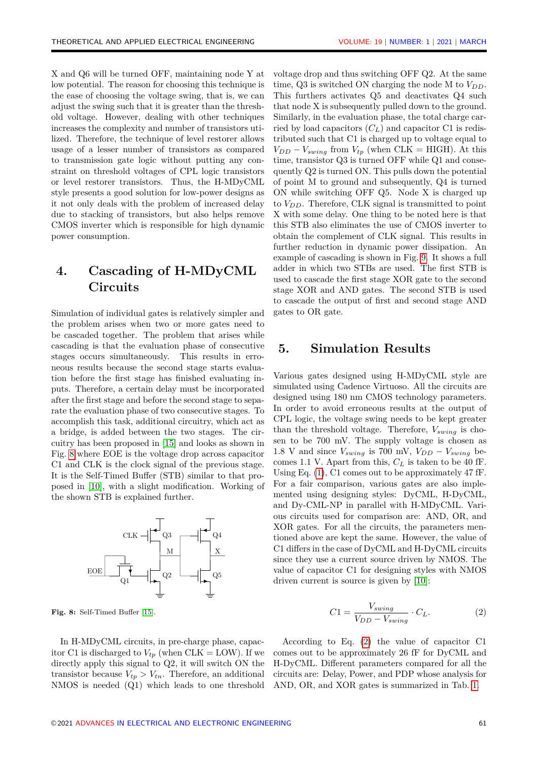X and Q6 will be turned OFF, maintaining node Y at low potential. The reason for choosing this technique is the ease of choosing the voltage swing, that is, we can adjust the swing such that it is greater than the threshold voltage. However, dealing with other techniques increases the complexity and number of transistors utilized. Therefore, the technique of level restorer allows usage of a lesser number of transistors as compared to transmission gate logic without putting any constraint on threshold voltages of CPL logic transistors or level restorer transistors. Thus, the H-MDyCML style presents a good solution for low-power designs as it not only deals with the problem of increased delay due to stacking of transistors, but also helps remove CMOS inverter which is responsible for high dynamic power consumption.

# 4. Cascading of H-MDyCML Circuits

Simulation of individual gates is relatively simpler and the problem arises when two or more gates need to be cascaded together. The problem that arises while cascading is that the evaluation phase of consecutive stages occurs simultaneously. This results in erroneous results because the second stage starts evaluation before the first stage has finished evaluating inputs. Therefore, a certain delay must be incorporated after the first stage and before the second stage to separate the evaluation phase of two consecutive stages. To accomplish this task, additional circuitry, which act as a bridge, is added between the two stages. The circuitry has been proposed in [15] and looks as shown in Fig. 8 where EOE is the voltage drop across capacitor C1 and CLK is the clock signal of the previous stage. It is the Self-Timed Buffer (STB) similar to that proposed in [10], with a slight modification. Working of the shown STB is explained further.

**Fig. 8:** Self-Timed Buffer [15].

In H-MDyCML circuits, in pre-charge phase, capacitor C1 is discharged to $V_{tp}$ (when CLK = LOW). If we directly apply this signal to Q2, it will switch ON the transistor because $V_{tp} > V_{tn}$. Therefore, an additional NMOS is needed (Q1) which leads to one threshold voltage drop and thus switching OFF Q2. At the same time, Q3 is switched ON charging the node M to $V_{DD}$. This furthers activates Q5 and deactivates Q4 such that node X is subsequently pulled down to the ground. Similarly, in the evaluation phase, the total charge carried by load capacitors ($C_L$) and capacitor C1 is redistributed such that C1 is charged up to voltage equal to $V_{DD} - V_{swing}$ from $V_{tp}$ (when CLK = HIGH). At this time, transistor Q3 is turned OFF while Q1 and consequently Q2 is turned ON. This pulls down the potential of point M to ground and subsequently, Q4 is turned ON while switching OFF Q5. Node X is charged up to $V_{DD}$. Therefore, CLK signal is transmitted to point X with some delay. One thing to be noted here is that this STB also eliminates the use of CMOS inverter to obtain the complement of CLK signal. This results in further reduction in dynamic power dissipation. An example of cascading is shown in Fig. 9. It shows a full adder in which two STBs are used. The first STB is used to cascade the first stage XOR gate to the second stage XOR and AND gates. The second STB is used to cascade the output of first and second stage AND gates to OR gate.

# 5. Simulation Results

Various gates designed using H-MDyCML style are simulated using Cadence Virtuoso. All the circuits are designed using 180 nm CMOS technology parameters. In order to avoid erroneous results at the output of CPL logic, the voltage swing needs to be kept greater than the threshold voltage. Therefore, $V_{swing}$ is chosen to be 700 mV. The supply voltage is chosen as 1.8 V and since $V_{swing}$ is 700 mV, $V_{DD} - V_{swing}$ becomes 1.1 V. Apart from this, $C_L$ is taken to be 40 fF. Using Eq. (1), C1 comes out to be approximately 47 fF. For a fair comparison, various gates are also implemented using designing styles: DyCML, H-DyCML, and Dy-CML-NP in parallel with H-MDyCML. Various circuits used for comparison are: AND, OR, and XOR gates. For all the circuits, the parameters mentioned above are kept the same. However, the value of C1 differs in the case of DyCML and H-DyCML circuits since they use a current source driven by NMOS. The value of capacitor C1 for designing styles with NMOS driven current is source is given by [10]:

$$C1 = \frac{V_{swing}}{V_{DD} - V_{swing}} \cdot C_L. \tag{2}$$

According to Eq. (2) the value of capacitor C1 comes out to be approximately 26 fF for DyCML and H-DyCML. Different parameters compared for all the circuits are: Delay, Power, and PDP whose analysis for AND, OR, and XOR gates is summarized in Tab. 1.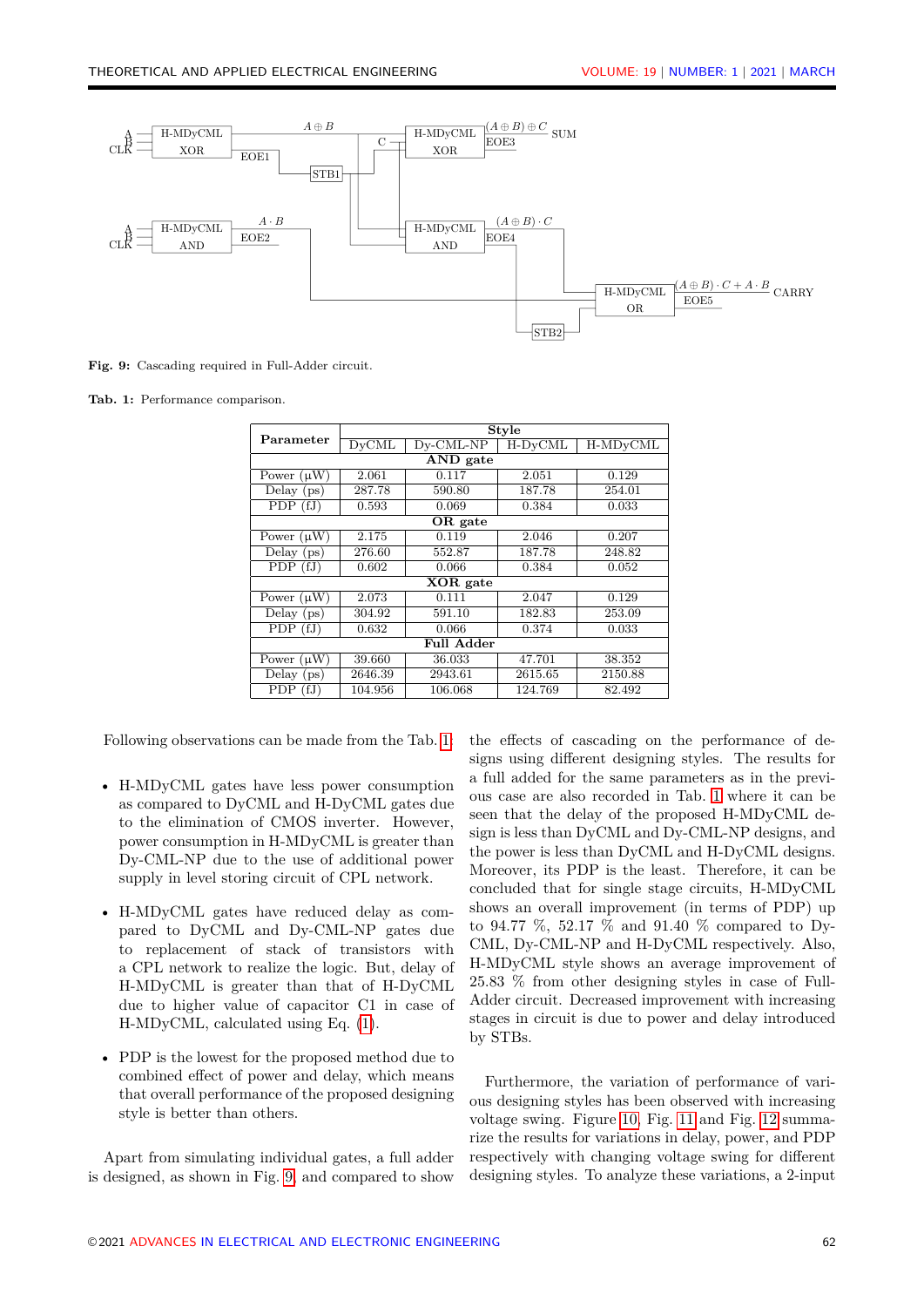Fig. 9: Cascading required in Full-Adder circuit.

**Tab. 1:** Performance comparison.

| Parameter | Style | | | |
|---|---|---|---|---|
| | DyCML | Dy-CML-NP | H-DyCML | H-MDyCML |
| **AND gate** | | | | |
| Power (μW) | 2.061 | 0.117 | 2.051 | 0.129 |
| Delay (ps) | 287.78 | 590.80 | 187.78 | 254.01 |
| PDP (fJ) | 0.593 | 0.069 | 0.384 | 0.033 |
| **OR gate** | | | | |
| Power (μW) | 2.175 | 0.119 | 2.046 | 0.207 |
| Delay (ps) | 276.60 | 552.87 | 187.78 | 248.82 |
| PDP (fJ) | 0.602 | 0.066 | 0.384 | 0.052 |
| **XOR gate** | | | | |
| Power (μW) | 2.073 | 0.111 | 2.047 | 0.129 |
| Delay (ps) | 304.92 | 591.10 | 182.83 | 253.09 |
| PDP (fJ) | 0.632 | 0.066 | 0.374 | 0.033 |
| **Full Adder** | | | | |
| Power (μW) | 39.660 | 36.033 | 47.701 | 38.352 |
| Delay (ps) | 2646.39 | 2943.61 | 2615.65 | 2150.88 |
| PDP (fJ) | 104.956 | 106.068 | 124.769 | 82.492 |

Following observations can be made from the Tab. 1:

- H-MDyCML gates have less power consumption as compared to DyCML and H-DyCML gates due to the elimination of CMOS inverter. However, power consumption in H-MDyCML is greater than Dy-CML-NP due to the use of additional power supply in level storing circuit of CPL network.
- H-MDyCML gates have reduced delay as compared to DyCML and Dy-CML-NP gates due to replacement of stack of transistors with a CPL network to realize the logic. But, delay of H-MDyCML is greater than that of H-DyCML due to higher value of capacitor C1 in case of H-MDyCML, calculated using Eq. (1).
- PDP is the lowest for the proposed method due to combined effect of power and delay, which means that overall performance of the proposed designing style is better than others.

Apart from simulating individual gates, a full adder is designed, as shown in Fig. 9, and compared to show the effects of cascading on the performance of designs using different designing styles. The results for a full added for the same parameters as in the previous case are also recorded in Tab. 1 where it can be seen that the delay of the proposed H-MDyCML design is less than DyCML and Dy-CML-NP designs, and the power is less than DyCML and H-DyCML designs. Moreover, its PDP is the least. Therefore, it can be concluded that for single stage circuits, H-MDyCML shows an overall improvement (in terms of PDP) up to 94.77 %, 52.17 % and 91.40 % compared to DyCML, Dy-CML-NP and H-DyCML respectively. Also, H-MDyCML style shows an average improvement of 25.83 % from other designing styles in case of Full-Adder circuit. Decreased improvement with increasing stages in circuit is due to power and delay introduced by STBs.

Furthermore, the variation of performance of various designing styles has been observed with increasing voltage swing. Figure 10, Fig. 11 and Fig. 12 summarize the results for variations in delay, power, and PDP respectively with changing voltage swing for different designing styles. To analyze these variations, a 2-input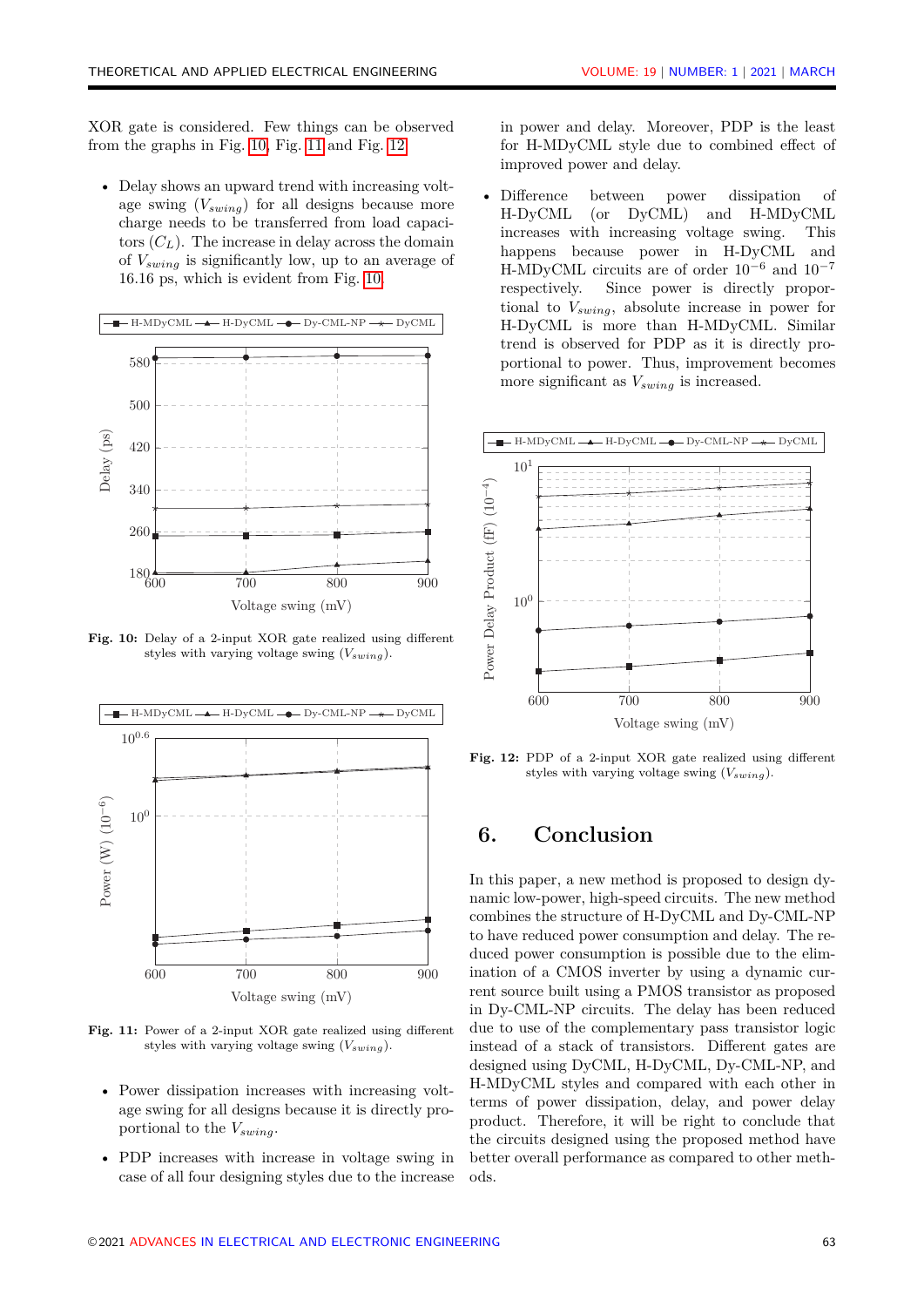XOR gate is considered. Few things can be observed from the graphs in Fig. 10, Fig. 11 and Fig. 12.

- Delay shows an upward trend with increasing voltage swing ($V_{swing}$) for all designs because more charge needs to be transferred from load capacitors ($C_L$). The increase in delay across the domain of $V_{swing}$ is significantly low, up to an average of 16.16 ps, which is evident from Fig. 10.

**Fig. 10:** Delay of a 2-input XOR gate realized using different styles with varying voltage swing ($V_{swing}$).

**Fig. 11:** Power of a 2-input XOR gate realized using different styles with varying voltage swing ($V_{swing}$).

- Power dissipation increases with increasing voltage swing for all designs because it is directly proportional to the $V_{swing}$.

- PDP increases with increase in voltage swing in case of all four designing styles due to the increase in power and delay. Moreover, PDP is the least for H-MDyCML style due to combined effect of improved power and delay.

- Difference between power dissipation of H-DyCML (or DyCML) and H-MDyCML increases with increasing voltage swing. This happens because power in H-DyCML and H-MDyCML circuits are of order $10^{-6}$ and $10^{-7}$ respectively. Since power is directly proportional to $V_{swing}$, absolute increase in power for H-DyCML is more than H-MDyCML. Similar trend is observed for PDP as it is directly proportional to power. Thus, improvement becomes more significant as $V_{swing}$ is increased.

**Fig. 12:** PDP of a 2-input XOR gate realized using different styles with varying voltage swing ($V_{swing}$).

## 6. Conclusion

In this paper, a new method is proposed to design dynamic low-power, high-speed circuits. The new method combines the structure of H-DyCML and Dy-CML-NP to have reduced power consumption and delay. The reduced power consumption is possible due to the elimination of a CMOS inverter by using a dynamic current source built using a PMOS transistor as proposed in Dy-CML-NP circuits. The delay has been reduced due to use of the complementary pass transistor logic instead of a stack of transistors. Different gates are designed using DyCML, H-DyCML, Dy-CML-NP, and H-MDyCML styles and compared with each other in terms of power dissipation, delay, and power delay product. Therefore, it will be right to conclude that the circuits designed using the proposed method have better overall performance as compared to other methods.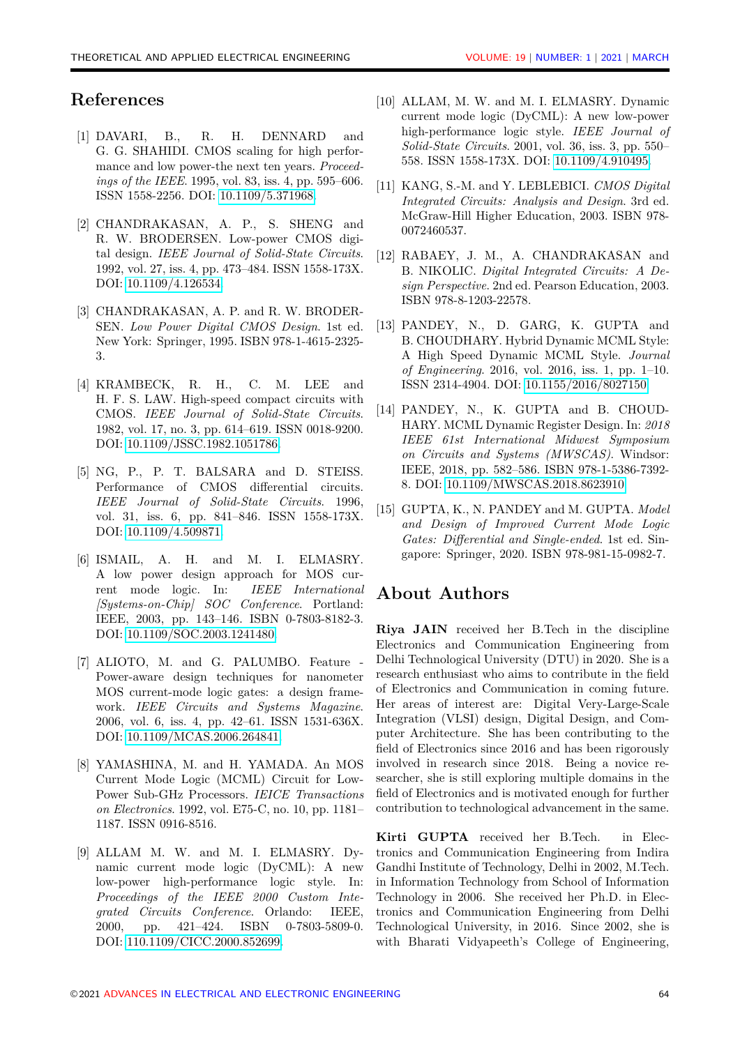## References

[1] DAVARI, B., R. H. DENNARD and G. G. SHAHIDI. CMOS scaling for high performance and low power-the next ten years. *Proceedings of the IEEE*. 1995, vol. 83, iss. 4, pp. 595–606. ISSN 1558-2256. DOI: 10.1109/5.371968.

[2] CHANDRAKASAN, A. P., S. SHENG and R. W. BRODERSEN. Low-power CMOS digital design. *IEEE Journal of Solid-State Circuits*. 1992, vol. 27, iss. 4, pp. 473–484. ISSN 1558-173X. DOI: 10.1109/4.126534.

[3] CHANDRAKASAN, A. P. and R. W. BRODERSEN. *Low Power Digital CMOS Design*. 1st ed. New York: Springer, 1995. ISBN 978-1-4615-2325-3.

[4] KRAMBECK, R. H., C. M. LEE and H. F. S. LAW. High-speed compact circuits with CMOS. *IEEE Journal of Solid-State Circuits*. 1982, vol. 17, no. 3, pp. 614–619. ISSN 0018-9200. DOI: 10.1109/JSSC.1982.1051786.

[5] NG, P., P. T. BALSARA and D. STEISS. Performance of CMOS differential circuits. *IEEE Journal of Solid-State Circuits*. 1996, vol. 31, iss. 6, pp. 841–846. ISSN 1558-173X. DOI: 10.1109/4.509871.

[6] ISMAIL, A. H. and M. I. ELMASRY. A low power design approach for MOS current mode logic. In: *IEEE International [Systems-on-Chip] SOC Conference*. Portland: IEEE, 2003, pp. 143–146. ISBN 0-7803-8182-3. DOI: 10.1109/SOC.2003.1241480.

[7] ALIOTO, M. and G. PALUMBO. Feature - Power-aware design techniques for nanometer MOS current-mode logic gates: a design framework. *IEEE Circuits and Systems Magazine*. 2006, vol. 6, iss. 4, pp. 42–61. ISSN 1531-636X. DOI: 10.1109/MCAS.2006.264841.

[8] YAMASHINA, M. and H. YAMADA. An MOS Current Mode Logic (MCML) Circuit for Low-Power Sub-GHz Processors. *IEICE Transactions on Electronics*. 1992, vol. E75-C, no. 10, pp. 1181–1187. ISSN 0916-8516.

[9] ALLAM M. W. and M. I. ELMASRY. Dynamic current mode logic (DyCML): A new low-power high-performance logic style. *Proceedings of the IEEE 2000 Custom Integrated Circuits Conference*. Orlando: IEEE, 2000, pp. 421–424. ISBN 0-7803-5809-0. DOI: 110.1109/CICC.2000.852699.

[10] ALLAM, M. W. and M. I. ELMASRY. Dynamic current mode logic (DyCML): A new low-power high-performance logic style. *IEEE Journal of Solid-State Circuits*. 2001, vol. 36, iss. 3, pp. 550–558. ISSN 1558-173X. DOI: 10.1109/4.910495.

[11] KANG, S.-M. and Y. LEBLEBICI. *CMOS Digital Integrated Circuits: Analysis and Design*. 3rd ed. McGraw-Hill Higher Education, 2003. ISBN 978-0072460537.

[12] RABAEY, J. M., A. CHANDRAKASAN and B. NIKOLIC. *Digital Integrated Circuits: A Design Perspective*. 2nd ed. Pearson Education, 2003. ISBN 978-8-1203-22578.

[13] PANDEY, N., D. GARG, K. GUPTA and B. CHOUDHARY. Hybrid Dynamic MCML Style: A High Speed Dynamic MCML Style. *Journal of Engineering*. 2016, vol. 2016, iss. 1, pp. 1–10. ISSN 2314-4904. DOI: 10.1155/2016/8027150.

[14] PANDEY, N., K. GUPTA and B. CHOUDHARY. MCML Dynamic Register Design. In: *2018 IEEE 61st International Midwest Symposium on Circuits and Systems (MWSCAS)*. Windsor: IEEE, 2018, pp. 582–586. ISBN 978-1-5386-7392-8. DOI: 10.1109/MWSCAS.2018.8623910.

[15] GUPTA, K., N. PANDEY and M. GUPTA. *Model and Design of Improved Current Mode Logic Gates: Differential and Single-ended*. 1st ed. Singapore: Springer, 2020. ISBN 978-981-15-0982-7.

## About Authors

**Riya JAIN** received her B.Tech in the discipline Electronics and Communication Engineering from Delhi Technological University (DTU) in 2020. She is a research enthusiast who aims to contribute in the field of Electronics and Communication in coming future. Her areas of interest are: Digital Very-Large-Scale Integration (VLSI) design, Digital Design, and Computer Architecture. She has been contributing to the field of Electronics since 2016 and has been rigorously involved in research since 2018. Being a novice researcher, she is still exploring multiple domains in the field of Electronics and is motivated enough for further contribution to technological advancement in the same.

**Kirti GUPTA** received her B.Tech. in Electronics and Communication Engineering from Indira Gandhi Institute of Technology, Delhi in 2002, M.Tech. in Information Technology from School of Information Technology in 2006. She received her Ph.D. in Electronics and Communication Engineering from Delhi Technological University, in 2016. Since 2002, she is with Bharati Vidyapeeth's College of Engineering,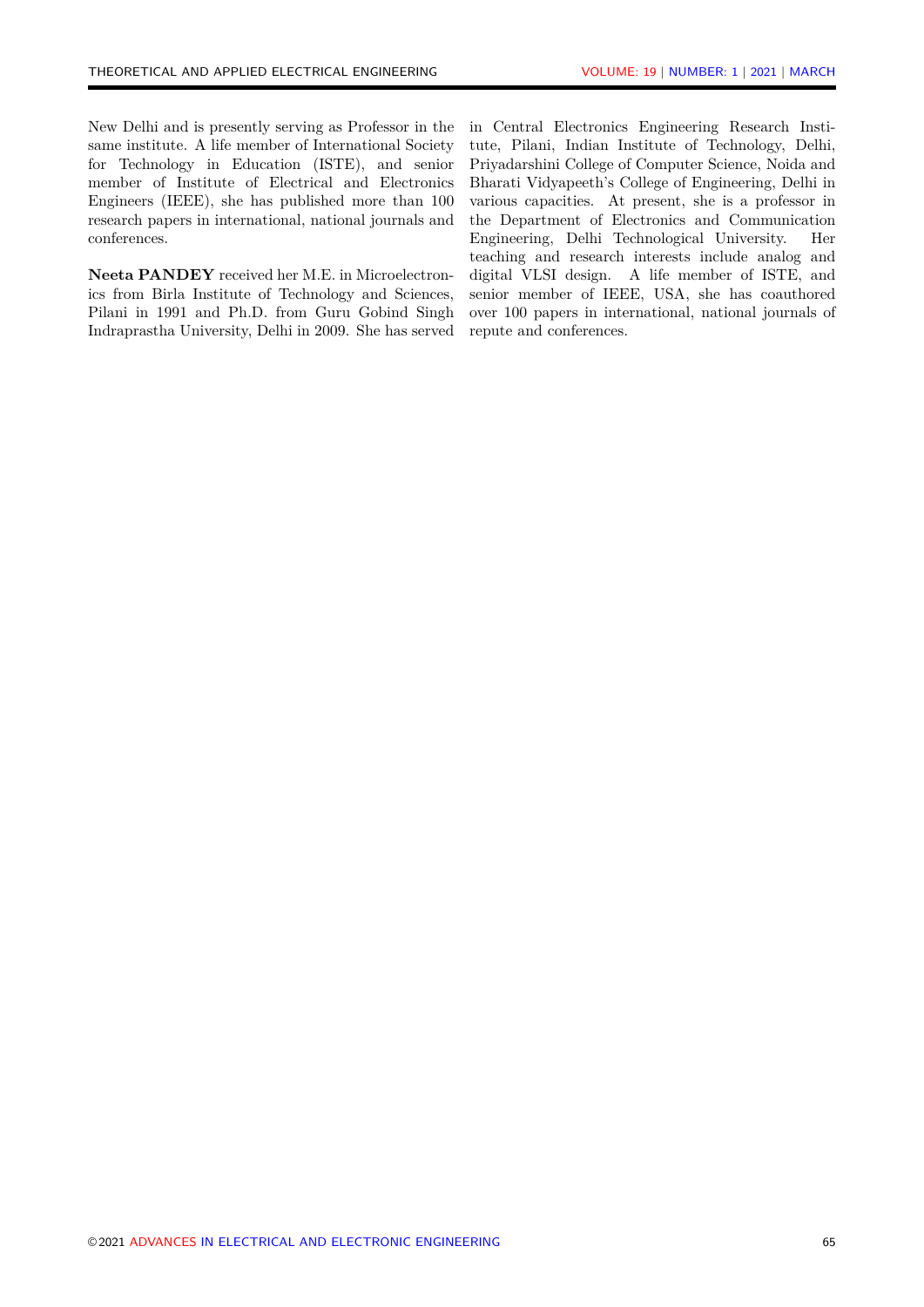New Delhi and is presently serving as Professor in the same institute. A life member of International Society for Technology in Education (ISTE), and senior member of Institute of Electrical and Electronics Engineers (IEEE), she has published more than 100 research papers in international, national journals and conferences.

**Neeta PANDEY** received her M.E. in Microelectronics from Birla Institute of Technology and Sciences, Pilani in 1991 and Ph.D. from Guru Gobind Singh Indraprastha University, Delhi in 2009. She has served in Central Electronics Engineering Research Institute, Pilani, Indian Institute of Technology, Delhi, Priyadarshini College of Computer Science, Noida and Bharati Vidyapeeth's College of Engineering, Delhi in various capacities. At present, she is a professor in the Department of Electronics and Communication Engineering, Delhi Technological University. Her teaching and research interests include analog and digital VLSI design. A life member of ISTE, and senior member of IEEE, USA, she has coauthored over 100 papers in international, national journals of repute and conferences.